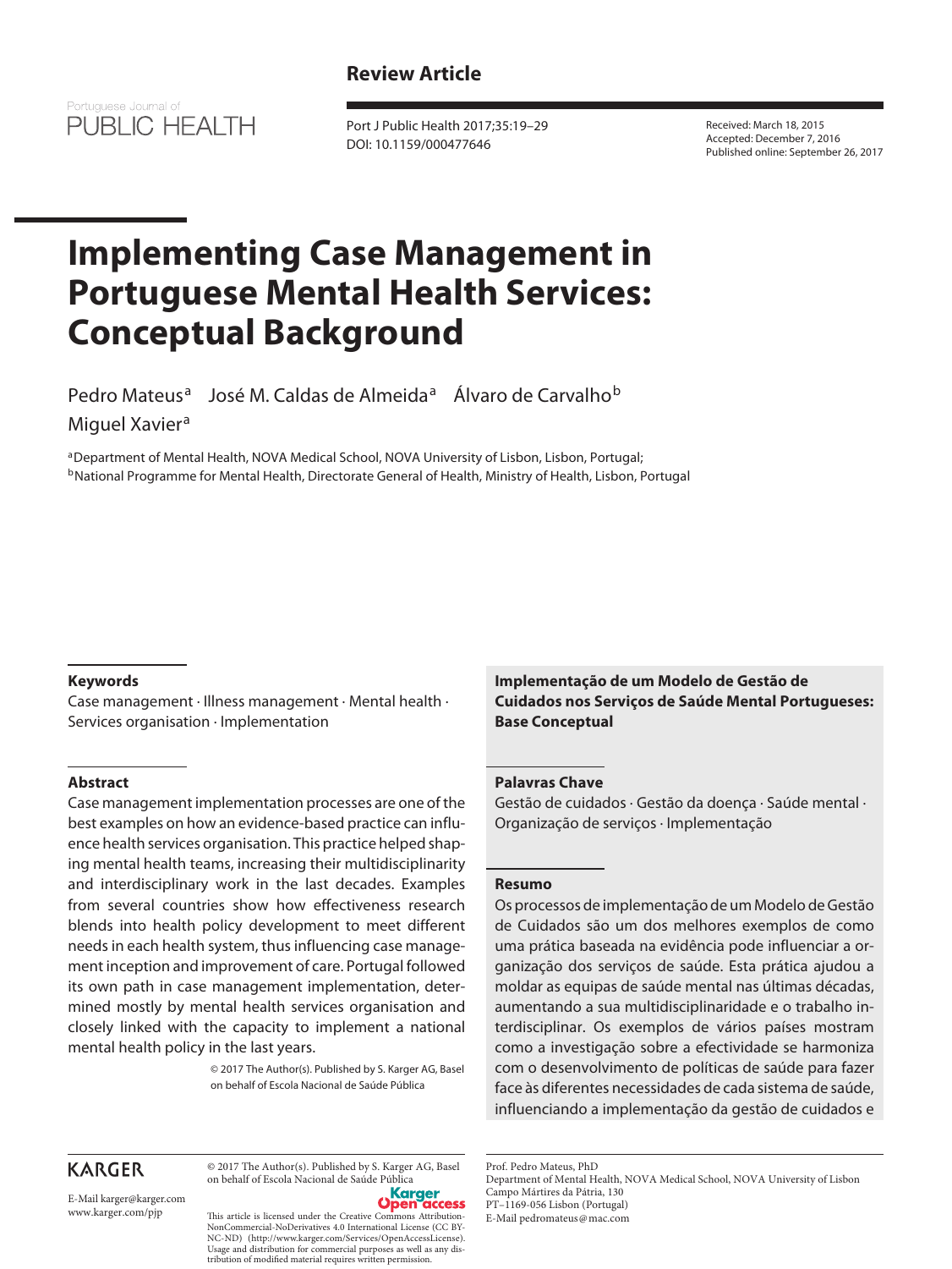**Review Article**

Portuguese Journal of
PUBLIC HEALTH

Received: March 18, 2015
Accepted: December 7, 2016
Published online: September 26, 2017

Port J Public Health 2017;35:19–29
DOI: 10.1159/000477646

# Implementing Case Management in Portuguese Mental Health Services: Conceptual Background

Pedro Mateus[a] José M. Caldas de Almeida[a] Álvaro de Carvalho[b] Miguel Xavier[a]

[a]Department of Mental Health, NOVA Medical School, NOVA University of Lisbon, Lisbon, Portugal;
[b]National Programme for Mental Health, Directorate General of Health, Ministry of Health, Lisbon, Portugal

## Keywords

Case management · Illness management · Mental health · Services organisation · Implementation

## Abstract

Case management implementation processes are one of the best examples on how an evidence-based practice can influence health services organisation. This practice helped shaping mental health teams, increasing their multidisciplinarity and interdisciplinary work in the last decades. Examples from several countries show how effectiveness research blends into health policy development to meet different needs in each health system, thus influencing case management inception and improvement of care. Portugal followed its own path in case management implementation, determined mostly by mental health services organisation and closely linked with the capacity to implement a national mental health policy in the last years.

© 2017 The Author(s). Published by S. Karger AG, Basel on behalf of Escola Nacional de Saúde Pública

## Implementação de um Modelo de Gestão de Cuidados nos Serviços de Saúde Mental Portugueses: Base Conceptual

## Palavras Chave

Gestão de cuidados · Gestão da doença · Saúde mental · Organização de serviços · Implementação

## Resumo

Os processos de implementação de um Modelo de Gestão de Cuidados são um dos melhores exemplos de como uma prática baseada na evidência pode influenciar a organização dos serviços de saúde. Esta prática ajudou a moldar as equipas de saúde mental nas últimas décadas, aumentando a sua multidisciplinaridade e o trabalho interdisciplinar. Os exemplos de vários países mostram como a investigação sobre a efectividade se harmoniza com o desenvolvimento de políticas de saúde para fazer face às diferentes necessidades de cada sistema de saúde, influenciando a implementação da gestão de cuidados e

KARGER

E-Mail karger@karger.com
www.karger.com/pjp

© 2017 The Author(s). Published by S. Karger AG, Basel on behalf of Escola Nacional de Saúde Pública

Karger Open access

This article is licensed under the Creative Commons Attribution-NonCommercial-NoDerivatives 4.0 International License (CC BY-NC-ND) (http://www.karger.com/Services/OpenAccessLicense). Usage and distribution for commercial purposes as well as any distribution of modified material requires written permission.

Prof. Pedro Mateus, PhD
Department of Mental Health, NOVA Medical School, NOVA University of Lisbon
Campo Mártires da Pátria, 130
PT–1169-056 Lisbon (Portugal)
E-Mail pedromateus@mac.com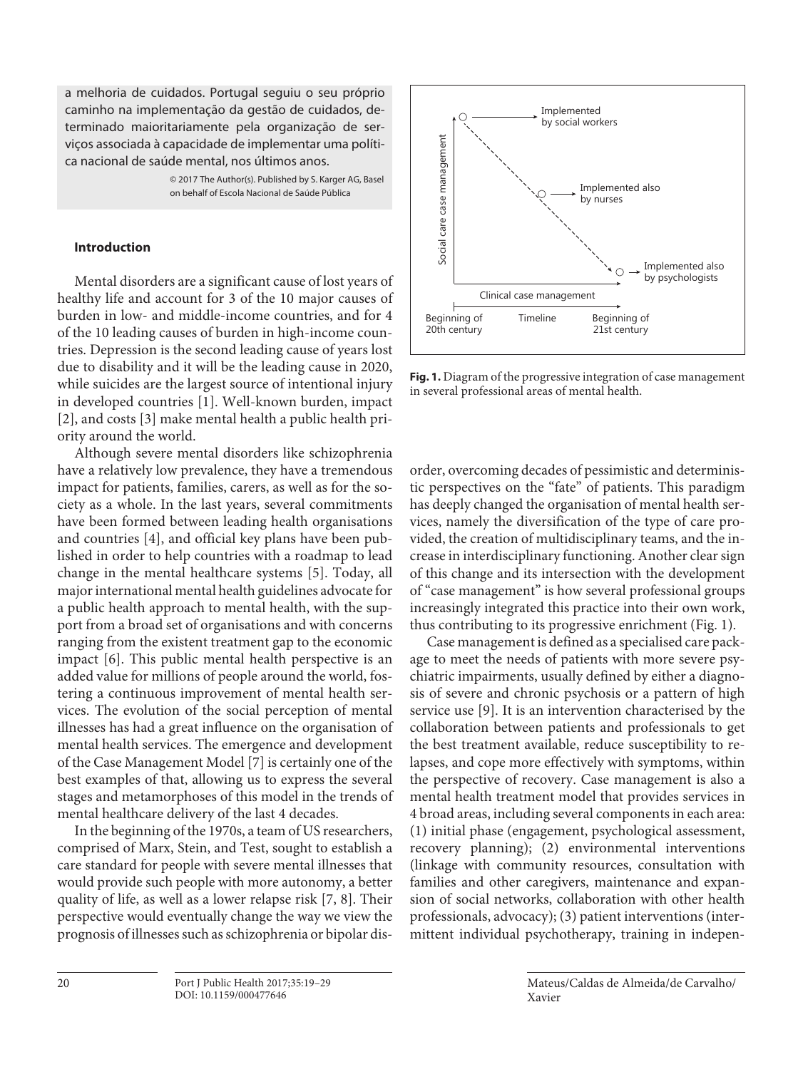a melhoria de cuidados. Portugal seguiu o seu próprio caminho na implementação da gestão de cuidados, determinado maioritariamente pela organização de serviços associada à capacidade de implementar uma política nacional de saúde mental, nos últimos anos.

© 2017 The Author(s). Published by S. Karger AG, Basel on behalf of Escola Nacional de Saúde Pública

### Introduction

Mental disorders are a significant cause of lost years of healthy life and account for 3 of the 10 major causes of burden in low- and middle-income countries, and for 4 of the 10 leading causes of burden in high-income countries. Depression is the second leading cause of years lost due to disability and it will be the leading cause in 2020, while suicides are the largest source of intentional injury in developed countries [1]. Well-known burden, impact [2], and costs [3] make mental health a public health priority around the world.

Although severe mental disorders like schizophrenia have a relatively low prevalence, they have a tremendous impact for patients, families, carers, as well as for the society as a whole. In the last years, several commitments have been formed between leading health organisations and countries [4], and official key plans have been published in order to help countries with a roadmap to lead change in the mental healthcare systems [5]. Today, all major international mental health guidelines advocate for a public health approach to mental health, with the support from a broad set of organisations and with concerns ranging from the existent treatment gap to the economic impact [6]. This public mental health perspective is an added value for millions of people around the world, fostering a continuous improvement of mental health services. The evolution of the social perception of mental illnesses has had a great influence on the organisation of mental health services. The emergence and development of the Case Management Model [7] is certainly one of the best examples of that, allowing us to express the several stages and metamorphoses of this model in the trends of mental healthcare delivery of the last 4 decades.

In the beginning of the 1970s, a team of US researchers, comprised of Marx, Stein, and Test, sought to establish a care standard for people with severe mental illnesses that would provide such people with more autonomy, a better quality of life, as well as a lower relapse risk [7, 8]. Their perspective would eventually change the way we view the prognosis of illnesses such as schizophrenia or bipolar disorder, overcoming decades of pessimistic and deterministic perspectives on the "fate" of patients. This paradigm has deeply changed the organisation of mental health services, namely the diversification of the type of care provided, the creation of multidisciplinary teams, and the increase in interdisciplinary functioning. Another clear sign of this change and its intersection with the development of "case management" is how several professional groups increasingly integrated this practice into their own work, thus contributing to its progressive enrichment (Fig. 1).

**Fig. 1.** Diagram of the progressive integration of case management in several professional areas of mental health.

Case management is defined as a specialised care package to meet the needs of patients with more severe psychiatric impairments, usually defined by either a diagnosis of severe and chronic psychosis or a pattern of high service use [9]. It is an intervention characterised by the collaboration between patients and professionals to get the best treatment available, reduce susceptibility to relapses, and cope more effectively with symptoms, within the perspective of recovery. Case management is also a mental health treatment model that provides services in 4 broad areas, including several components in each area: (1) initial phase (engagement, psychological assessment, recovery planning); (2) environmental interventions (linkage with community resources, consultation with families and other caregivers, maintenance and expansion of social networks, collaboration with other health professionals, advocacy); (3) patient interventions (intermittent individual psychotherapy, training in indepen-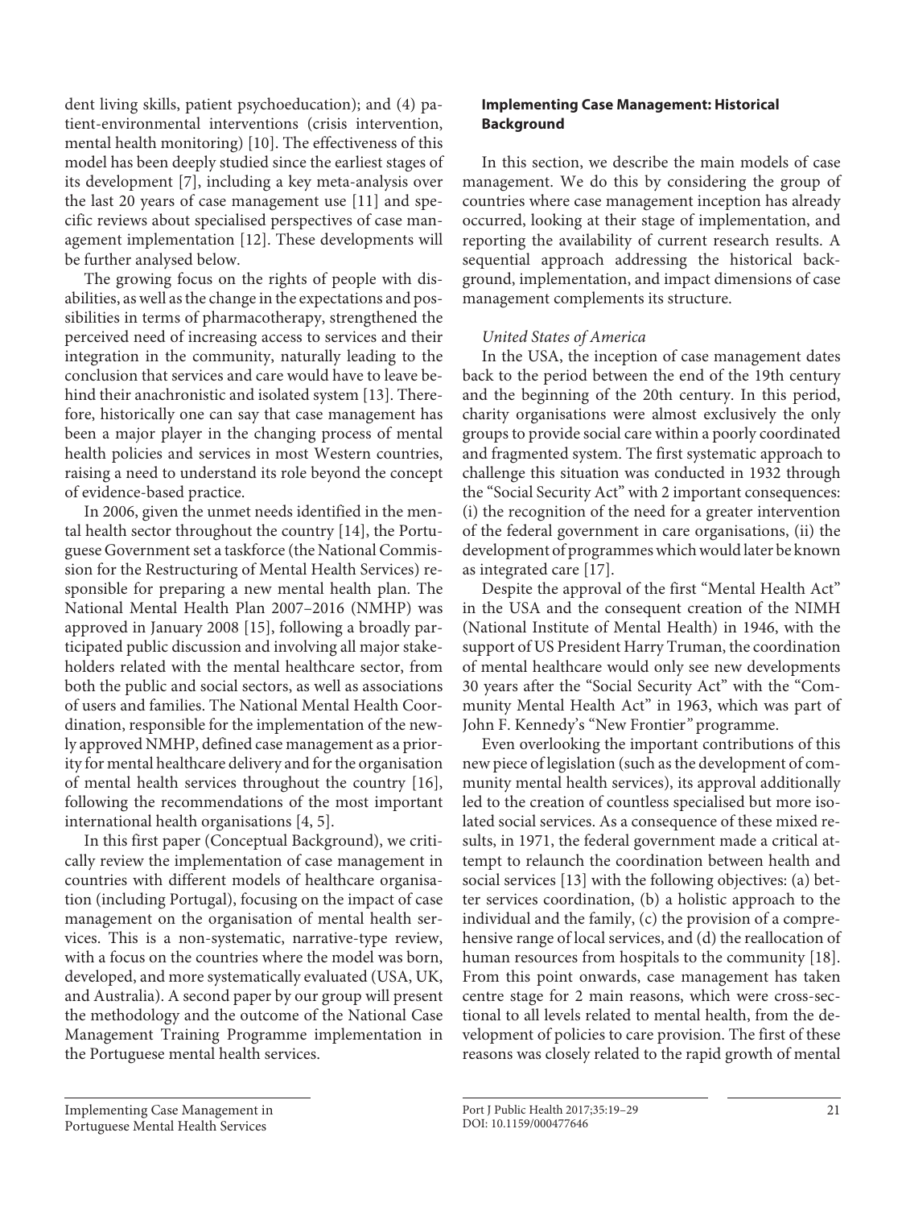dent living skills, patient psychoeducation); and (4) patient-environmental interventions (crisis intervention, mental health monitoring) [10]. The effectiveness of this model has been deeply studied since the earliest stages of its development [7], including a key meta-analysis over the last 20 years of case management use [11] and specific reviews about specialised perspectives of case management implementation [12]. These developments will be further analysed below.

The growing focus on the rights of people with disabilities, as well as the change in the expectations and possibilities in terms of pharmacotherapy, strengthened the perceived need of increasing access to services and their integration in the community, naturally leading to the conclusion that services and care would have to leave behind their anachronistic and isolated system [13]. Therefore, historically one can say that case management has been a major player in the changing process of mental health policies and services in most Western countries, raising a need to understand its role beyond the concept of evidence-based practice.

In 2006, given the unmet needs identified in the mental health sector throughout the country [14], the Portuguese Government set a taskforce (the National Commission for the Restructuring of Mental Health Services) responsible for preparing a new mental health plan. The National Mental Health Plan 2007–2016 (NMHP) was approved in January 2008 [15], following a broadly participated public discussion and involving all major stakeholders related with the mental healthcare sector, from both the public and social sectors, as well as associations of users and families. The National Mental Health Coordination, responsible for the implementation of the newly approved NMHP, defined case management as a priority for mental healthcare delivery and for the organisation of mental health services throughout the country [16], following the recommendations of the most important international health organisations [4, 5].

In this first paper (Conceptual Background), we critically review the implementation of case management in countries with different models of healthcare organisation (including Portugal), focusing on the impact of case management on the organisation of mental health services. This is a non-systematic, narrative-type review, with a focus on the countries where the model was born, developed, and more systematically evaluated (USA, UK, and Australia). A second paper by our group will present the methodology and the outcome of the National Case Management Training Programme implementation in the Portuguese mental health services.

## Implementing Case Management: Historical Background

In this section, we describe the main models of case management. We do this by considering the group of countries where case management inception has already occurred, looking at their stage of implementation, and reporting the availability of current research results. A sequential approach addressing the historical background, implementation, and impact dimensions of case management complements its structure.

### *United States of America*

In the USA, the inception of case management dates back to the period between the end of the 19th century and the beginning of the 20th century. In this period, charity organisations were almost exclusively the only groups to provide social care within a poorly coordinated and fragmented system. The first systematic approach to challenge this situation was conducted in 1932 through the "Social Security Act" with 2 important consequences: (i) the recognition of the need for a greater intervention of the federal government in care organisations, (ii) the development of programmes which would later be known as integrated care [17].

Despite the approval of the first "Mental Health Act" in the USA and the consequent creation of the NIMH (National Institute of Mental Health) in 1946, with the support of US President Harry Truman, the coordination of mental healthcare would only see new developments 30 years after the "Social Security Act" with the "Community Mental Health Act" in 1963, which was part of John F. Kennedy's "New Frontier" programme.

Even overlooking the important contributions of this new piece of legislation (such as the development of community mental health services), its approval additionally led to the creation of countless specialised but more isolated social services. As a consequence of these mixed results, in 1971, the federal government made a critical attempt to relaunch the coordination between health and social services [13] with the following objectives: (a) better services coordination, (b) a holistic approach to the individual and the family, (c) the provision of a comprehensive range of local services, and (d) the reallocation of human resources from hospitals to the community [18]. From this point onwards, case management has taken centre stage for 2 main reasons, which were cross-sectional to all levels related to mental health, from the development of policies to care provision. The first of these reasons was closely related to the rapid growth of mental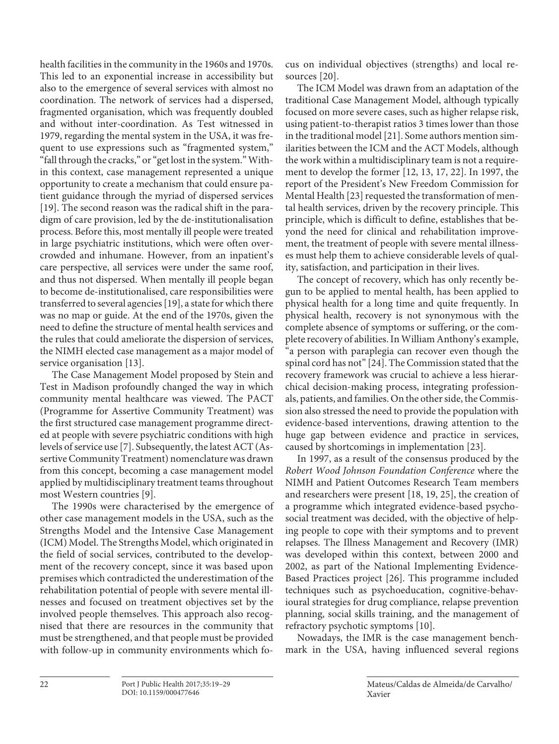health facilities in the community in the 1960s and 1970s. This led to an exponential increase in accessibility but also to the emergence of several services with almost no coordination. The network of services had a dispersed, fragmented organisation, which was frequently doubled and without inter-coordination. As Test witnessed in 1979, regarding the mental system in the USA, it was frequent to use expressions such as "fragmented system," "fall through the cracks," or "get lost in the system." Within this context, case management represented a unique opportunity to create a mechanism that could ensure patient guidance through the myriad of dispersed services [19]. The second reason was the radical shift in the paradigm of care provision, led by the de-institutionalisation process. Before this, most mentally ill people were treated in large psychiatric institutions, which were often overcrowded and inhumane. However, from an inpatient's care perspective, all services were under the same roof, and thus not dispersed. When mentally ill people began to become de-institutionalised, care responsibilities were transferred to several agencies [19], a state for which there was no map or guide. At the end of the 1970s, given the need to define the structure of mental health services and the rules that could ameliorate the dispersion of services, the NIMH elected case management as a major model of service organisation [13].

The Case Management Model proposed by Stein and Test in Madison profoundly changed the way in which community mental healthcare was viewed. The PACT (Programme for Assertive Community Treatment) was the first structured case management programme directed at people with severe psychiatric conditions with high levels of service use [7]. Subsequently, the latest ACT (Assertive Community Treatment) nomenclature was drawn from this concept, becoming a case management model applied by multidisciplinary treatment teams throughout most Western countries [9].

The 1990s were characterised by the emergence of other case management models in the USA, such as the Strengths Model and the Intensive Case Management (ICM) Model. The Strengths Model, which originated in the field of social services, contributed to the development of the recovery concept, since it was based upon premises which contradicted the underestimation of the rehabilitation potential of people with severe mental illnesses and focused on treatment objectives set by the involved people themselves. This approach also recognised that there are resources in the community that must be strengthened, and that people must be provided with follow-up in community environments which focus on individual objectives (strengths) and local resources [20].

The ICM Model was drawn from an adaptation of the traditional Case Management Model, although typically focused on more severe cases, such as higher relapse risk, using patient-to-therapist ratios 3 times lower than those in the traditional model [21]. Some authors mention similarities between the ICM and the ACT Models, although the work within a multidisciplinary team is not a requirement to develop the former [12, 13, 17, 22]. In 1997, the report of the President's New Freedom Commission for Mental Health [23] requested the transformation of mental health services, driven by the recovery principle. This principle, which is difficult to define, establishes that beyond the need for clinical and rehabilitation improvement, the treatment of people with severe mental illnesses must help them to achieve considerable levels of quality, satisfaction, and participation in their lives.

The concept of recovery, which has only recently begun to be applied to mental health, has been applied to physical health for a long time and quite frequently. In physical health, recovery is not synonymous with the complete absence of symptoms or suffering, or the complete recovery of abilities. In William Anthony's example, "a person with paraplegia can recover even though the spinal cord has not" [24]. The Commission stated that the recovery framework was crucial to achieve a less hierarchical decision-making process, integrating professionals, patients, and families. On the other side, the Commission also stressed the need to provide the population with evidence-based interventions, drawing attention to the huge gap between evidence and practice in services, caused by shortcomings in implementation [23].

In 1997, as a result of the consensus produced by the *Robert Wood Johnson Foundation Conference* where the NIMH and Patient Outcomes Research Team members and researchers were present [18, 19, 25], the creation of a programme which integrated evidence-based psychosocial treatment was decided, with the objective of helping people to cope with their symptoms and to prevent relapses. The Illness Management and Recovery (IMR) was developed within this context, between 2000 and 2002, as part of the National Implementing Evidence-Based Practices project [26]. This programme included techniques such as psychoeducation, cognitive-behavioural strategies for drug compliance, relapse prevention planning, social skills training, and the management of refractory psychotic symptoms [10].

Nowadays, the IMR is the case management benchmark in the USA, having influenced several regions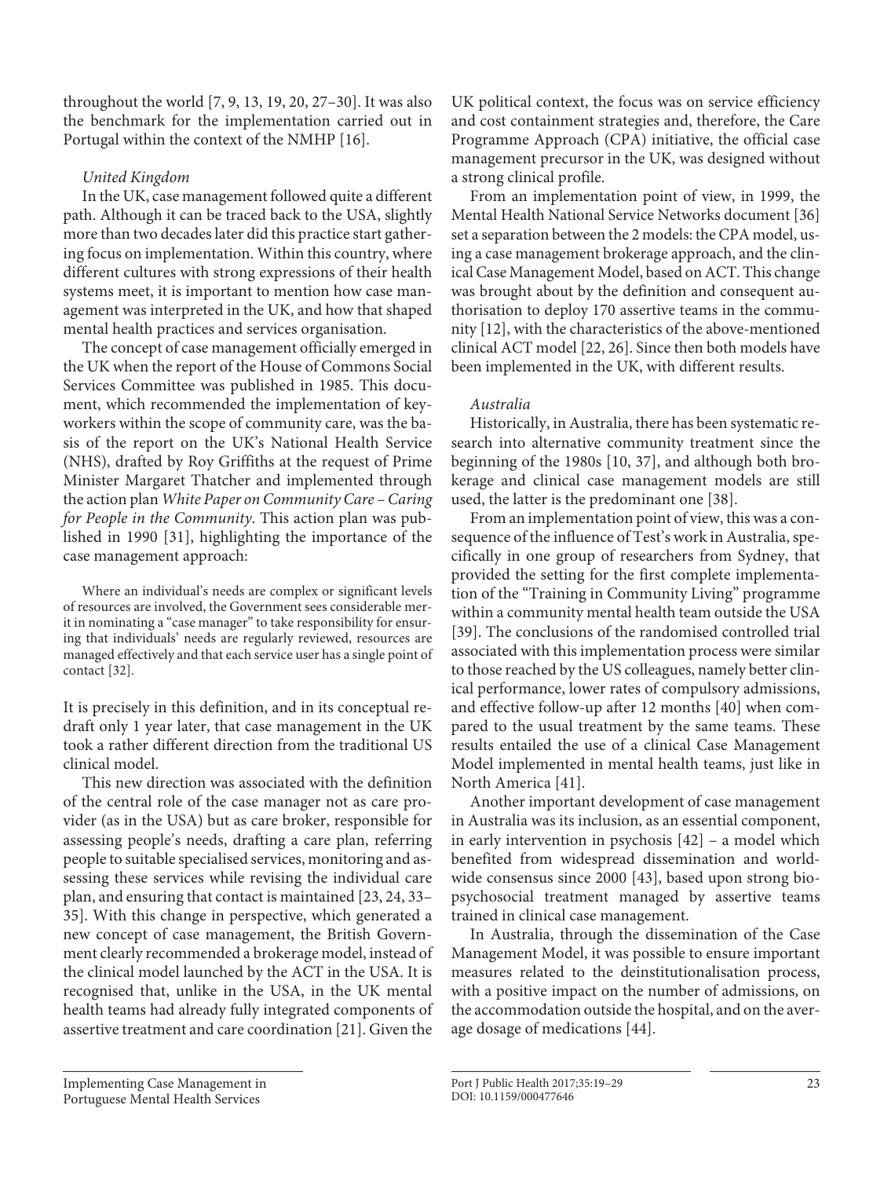throughout the world [7, 9, 13, 19, 20, 27–30]. It was also the benchmark for the implementation carried out in Portugal within the context of the NMHP [16].

*United Kingdom*

In the UK, case management followed quite a different path. Although it can be traced back to the USA, slightly more than two decades later did this practice start gathering focus on implementation. Within this country, where different cultures with strong expressions of their health systems meet, it is important to mention how case management was interpreted in the UK, and how that shaped mental health practices and services organisation.

The concept of case management officially emerged in the UK when the report of the House of Commons Social Services Committee was published in 1985. This document, which recommended the implementation of keyworkers within the scope of community care, was the basis of the report on the UK's National Health Service (NHS), drafted by Roy Griffiths at the request of Prime Minister Margaret Thatcher and implemented through the action plan *White Paper on Community Care – Caring for People in the Community*. This action plan was published in 1990 [31], highlighting the importance of the case management approach:

> Where an individual's needs are complex or significant levels of resources are involved, the Government sees considerable merit in nominating a "case manager" to take responsibility for ensuring that individuals' needs are regularly reviewed, resources are managed effectively and that each service user has a single point of contact [32].

It is precisely in this definition, and in its conceptual redraft only 1 year later, that case management in the UK took a rather different direction from the traditional US clinical model.

This new direction was associated with the definition of the central role of the case manager not as care provider (as in the USA) but as care broker, responsible for assessing people's needs, drafting a care plan, referring people to suitable specialised services, monitoring and assessing these services while revising the individual care plan, and ensuring that contact is maintained [23, 24, 33–35]. With this change in perspective, which generated a new concept of case management, the British Government clearly recommended a brokerage model, instead of the clinical model launched by the ACT in the USA. It is recognised that, unlike in the USA, in the UK mental health teams had already fully integrated components of assertive treatment and care coordination [21]. Given the UK political context, the focus was on service efficiency and cost containment strategies and, therefore, the Care Programme Approach (CPA) initiative, the official case management precursor in the UK, was designed without a strong clinical profile.

From an implementation point of view, in 1999, the Mental Health National Service Networks document [36] set a separation between the 2 models: the CPA model, using a case management brokerage approach, and the clinical Case Management Model, based on ACT. This change was brought about by the definition and consequent authorisation to deploy 170 assertive teams in the community [12], with the characteristics of the above-mentioned clinical ACT model [22, 26]. Since then both models have been implemented in the UK, with different results.

*Australia*

Historically, in Australia, there has been systematic research into alternative community treatment since the beginning of the 1980s [10, 37], and although both brokerage and clinical case management models are still used, the latter is the predominant one [38].

From an implementation point of view, this was a consequence of the influence of Test's work in Australia, specifically in one group of researchers from Sydney, that provided the setting for the first complete implementation of the "Training in Community Living" programme within a community mental health team outside the USA [39]. The conclusions of the randomised controlled trial associated with this implementation process were similar to those reached by the US colleagues, namely better clinical performance, lower rates of compulsory admissions, and effective follow-up after 12 months [40] when compared to the usual treatment by the same teams. These results entailed the use of a clinical Case Management Model implemented in mental health teams, just like in North America [41].

Another important development of case management in Australia was its inclusion, as an essential component, in early intervention in psychosis [42] – a model which benefited from widespread dissemination and worldwide consensus since 2000 [43], based upon strong biopsychosocial treatment managed by assertive teams trained in clinical case management.

In Australia, through the dissemination of the Case Management Model, it was possible to ensure important measures related to the deinstitutionalisation process, with a positive impact on the number of admissions, on the accommodation outside the hospital, and on the average dosage of medications [44].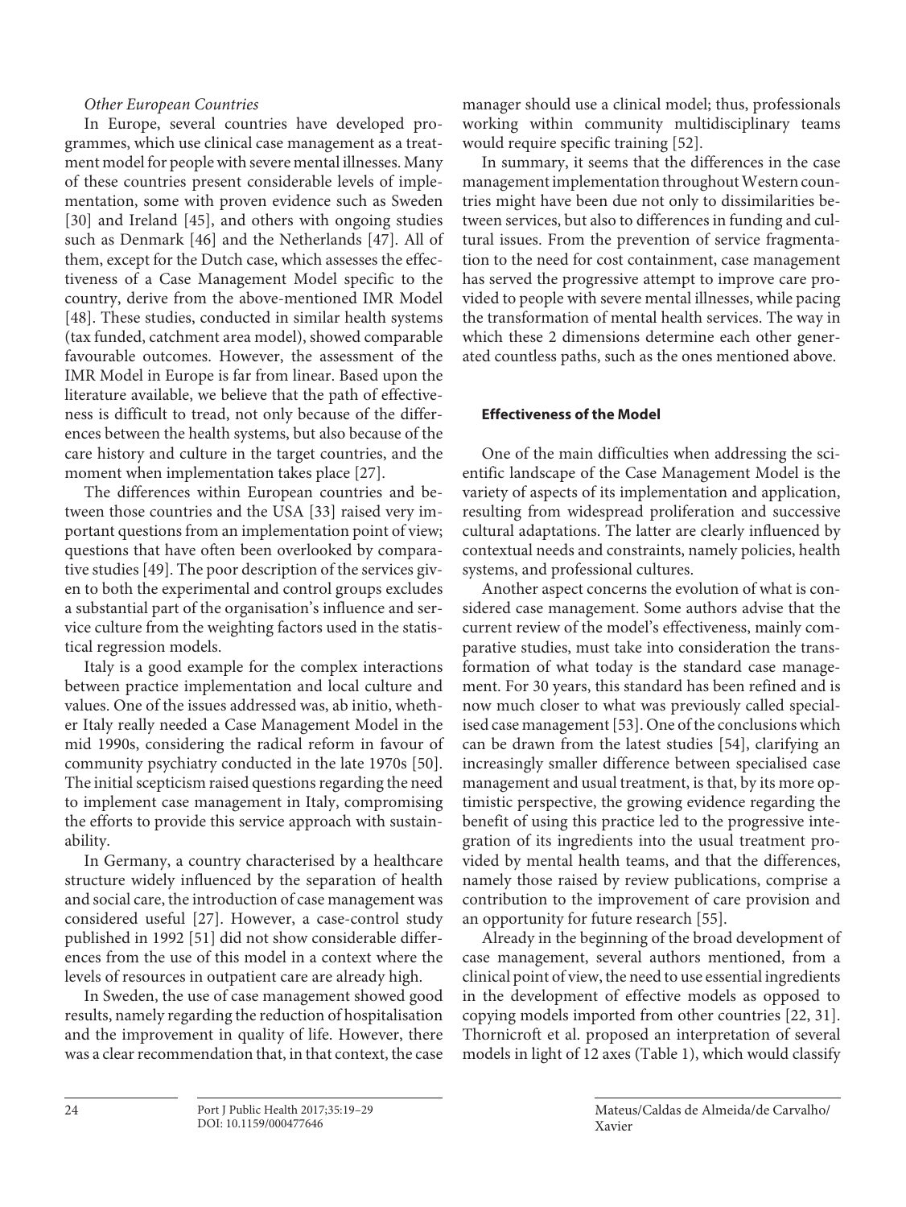*Other European Countries*

In Europe, several countries have developed programmes, which use clinical case management as a treatment model for people with severe mental illnesses. Many of these countries present considerable levels of implementation, some with proven evidence such as Sweden [30] and Ireland [45], and others with ongoing studies such as Denmark [46] and the Netherlands [47]. All of them, except for the Dutch case, which assesses the effectiveness of a Case Management Model specific to the country, derive from the above-mentioned IMR Model [48]. These studies, conducted in similar health systems (tax funded, catchment area model), showed comparable favourable outcomes. However, the assessment of the IMR Model in Europe is far from linear. Based upon the literature available, we believe that the path of effectiveness is difficult to tread, not only because of the differences between the health systems, but also because of the care history and culture in the target countries, and the moment when implementation takes place [27].

The differences within European countries and between those countries and the USA [33] raised very important questions from an implementation point of view; questions that have often been overlooked by comparative studies [49]. The poor description of the services given to both the experimental and control groups excludes a substantial part of the organisation's influence and service culture from the weighting factors used in the statistical regression models.

Italy is a good example for the complex interactions between practice implementation and local culture and values. One of the issues addressed was, ab initio, whether Italy really needed a Case Management Model in the mid 1990s, considering the radical reform in favour of community psychiatry conducted in the late 1970s [50]. The initial scepticism raised questions regarding the need to implement case management in Italy, compromising the efforts to provide this service approach with sustainability.

In Germany, a country characterised by a healthcare structure widely influenced by the separation of health and social care, the introduction of case management was considered useful [27]. However, a case-control study published in 1992 [51] did not show considerable differences from the use of this model in a context where the levels of resources in outpatient care are already high.

In Sweden, the use of case management showed good results, namely regarding the reduction of hospitalisation and the improvement in quality of life. However, there was a clear recommendation that, in that context, the case manager should use a clinical model; thus, professionals working within community multidisciplinary teams would require specific training [52].

In summary, it seems that the differences in the case management implementation throughout Western countries might have been due not only to dissimilarities between services, but also to differences in funding and cultural issues. From the prevention of service fragmentation to the need for cost containment, case management has served the progressive attempt to improve care provided to people with severe mental illnesses, while pacing the transformation of mental health services. The way in which these 2 dimensions determine each other generated countless paths, such as the ones mentioned above.

## Effectiveness of the Model

One of the main difficulties when addressing the scientific landscape of the Case Management Model is the variety of aspects of its implementation and application, resulting from widespread proliferation and successive cultural adaptations. The latter are clearly influenced by contextual needs and constraints, namely policies, health systems, and professional cultures.

Another aspect concerns the evolution of what is considered case management. Some authors advise that the current review of the model's effectiveness, mainly comparative studies, must take into consideration the transformation of what today is the standard case management. For 30 years, this standard has been refined and is now much closer to what was previously called specialised case management [53]. One of the conclusions which can be drawn from the latest studies [54], clarifying an increasingly smaller difference between specialised case management and usual treatment, is that, by its more optimistic perspective, the growing evidence regarding the benefit of using this practice led to the progressive integration of its ingredients into the usual treatment provided by mental health teams, and that the differences, namely those raised by review publications, comprise a contribution to the improvement of care provision and an opportunity for future research [55].

Already in the beginning of the broad development of case management, several authors mentioned, from a clinical point of view, the need to use essential ingredients in the development of effective models as opposed to copying models imported from other countries [22, 31]. Thornicroft et al. proposed an interpretation of several models in light of 12 axes (Table 1), which would classify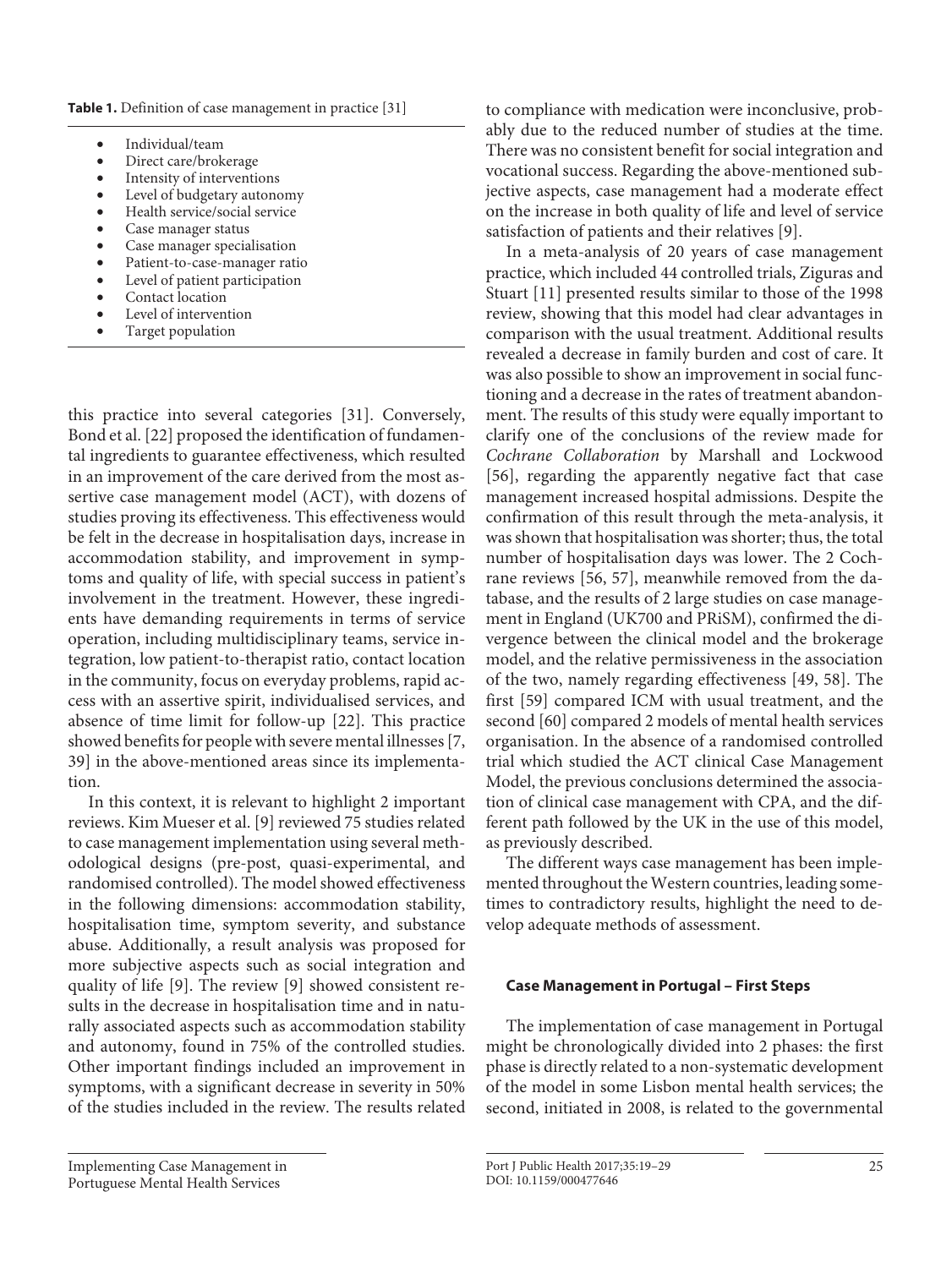**Table 1.** Definition of case management in practice [31]

- Individual/team
- Direct care/brokerage
- Intensity of interventions
- Level of budgetary autonomy
- Health service/social service
- Case manager status
- Case manager specialisation
- Patient-to-case-manager ratio
- Level of patient participation
- Contact location
- Level of intervention
- Target population

this practice into several categories [31]. Conversely, Bond et al. [22] proposed the identification of fundamental ingredients to guarantee effectiveness, which resulted in an improvement of the care derived from the most assertive case management model (ACT), with dozens of studies proving its effectiveness. This effectiveness would be felt in the decrease in hospitalisation days, increase in accommodation stability, and improvement in symptoms and quality of life, with special success in patient's involvement in the treatment. However, these ingredients have demanding requirements in terms of service operation, including multidisciplinary teams, service integration, low patient-to-therapist ratio, contact location in the community, focus on everyday problems, rapid access with an assertive spirit, individualised services, and absence of time limit for follow-up [22]. This practice showed benefits for people with severe mental illnesses [7, 39] in the above-mentioned areas since its implementation.

In this context, it is relevant to highlight 2 important reviews. Kim Mueser et al. [9] reviewed 75 studies related to case management implementation using several methodological designs (pre-post, quasi-experimental, and randomised controlled). The model showed effectiveness in the following dimensions: accommodation stability, hospitalisation time, symptom severity, and substance abuse. Additionally, a result analysis was proposed for more subjective aspects such as social integration and quality of life [9]. The review [9] showed consistent results in the decrease in hospitalisation time and in naturally associated aspects such as accommodation stability and autonomy, found in 75% of the controlled studies. Other important findings included an improvement in symptoms, with a significant decrease in severity in 50% of the studies included in the review. The results related to compliance with medication were inconclusive, probably due to the reduced number of studies at the time. There was no consistent benefit for social integration and vocational success. Regarding the above-mentioned subjective aspects, case management had a moderate effect on the increase in both quality of life and level of service satisfaction of patients and their relatives [9].

In a meta-analysis of 20 years of case management practice, which included 44 controlled trials, Ziguras and Stuart [11] presented results similar to those of the 1998 review, showing that this model had clear advantages in comparison with the usual treatment. Additional results revealed a decrease in family burden and cost of care. It was also possible to show an improvement in social functioning and a decrease in the rates of treatment abandonment. The results of this study were equally important to clarify one of the conclusions of the review made for *Cochrane Collaboration* by Marshall and Lockwood [56], regarding the apparently negative fact that case management increased hospital admissions. Despite the confirmation of this result through the meta-analysis, it was shown that hospitalisation was shorter; thus, the total number of hospitalisation days was lower. The 2 Cochrane reviews [56, 57], meanwhile removed from the database, and the results of 2 large studies on case management in England (UK700 and PRiSM), confirmed the divergence between the clinical model and the brokerage model, and the relative permissiveness in the association of the two, namely regarding effectiveness [49, 58]. The first [59] compared ICM with usual treatment, and the second [60] compared 2 models of mental health services organisation. In the absence of a randomised controlled trial which studied the ACT clinical Case Management Model, the previous conclusions determined the association of clinical case management with CPA, and the different path followed by the UK in the use of this model, as previously described.

The different ways case management has been implemented throughout the Western countries, leading sometimes to contradictory results, highlight the need to develop adequate methods of assessment.

## Case Management in Portugal – First Steps

The implementation of case management in Portugal might be chronologically divided into 2 phases: the first phase is directly related to a non-systematic development of the model in some Lisbon mental health services; the second, initiated in 2008, is related to the governmental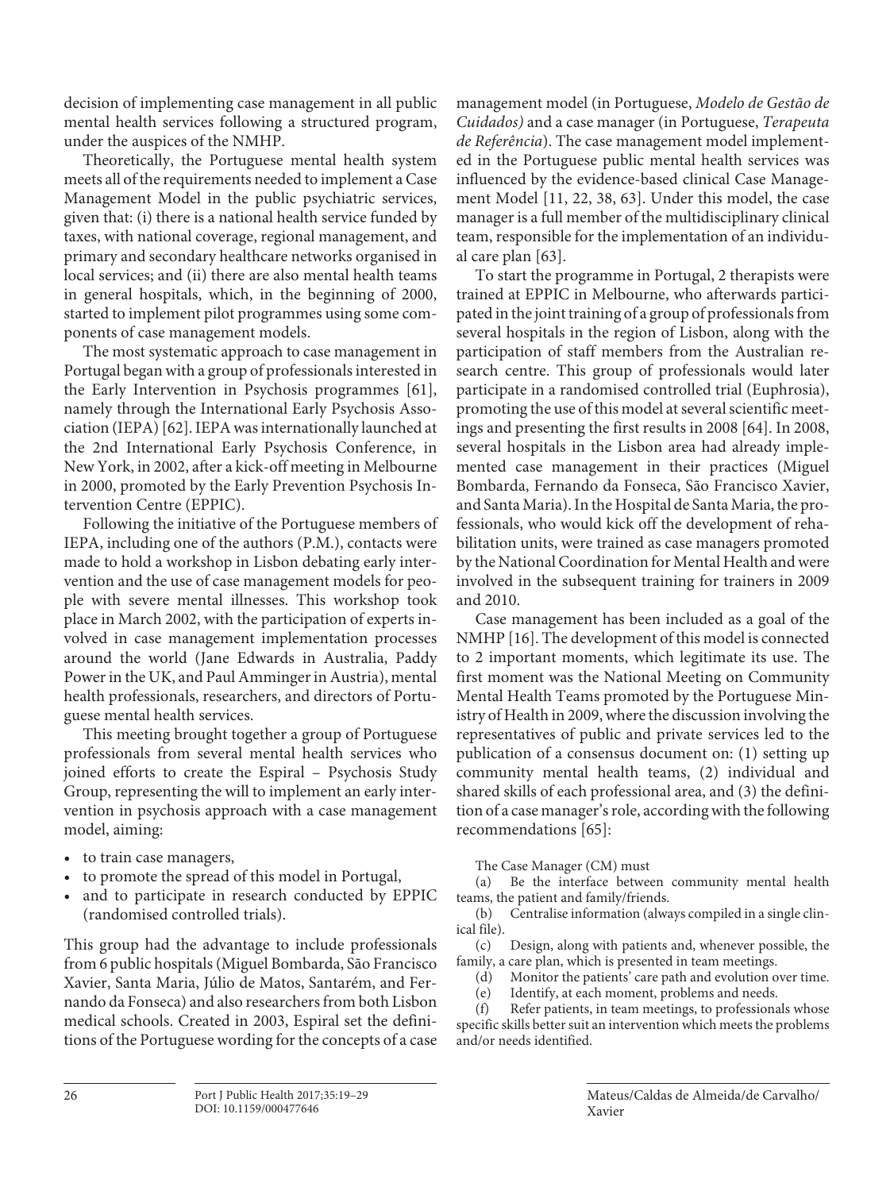decision of implementing case management in all public mental health services following a structured program, under the auspices of the NMHP.

Theoretically, the Portuguese mental health system meets all of the requirements needed to implement a Case Management Model in the public psychiatric services, given that: (i) there is a national health service funded by taxes, with national coverage, regional management, and primary and secondary healthcare networks organised in local services; and (ii) there are also mental health teams in general hospitals, which, in the beginning of 2000, started to implement pilot programmes using some components of case management models.

The most systematic approach to case management in Portugal began with a group of professionals interested in the Early Intervention in Psychosis programmes [61], namely through the International Early Psychosis Association (IEPA) [62]. IEPA was internationally launched at the 2nd International Early Psychosis Conference, in New York, in 2002, after a kick-off meeting in Melbourne in 2000, promoted by the Early Prevention Psychosis Intervention Centre (EPPIC).

Following the initiative of the Portuguese members of IEPA, including one of the authors (P.M.), contacts were made to hold a workshop in Lisbon debating early intervention and the use of case management models for people with severe mental illnesses. This workshop took place in March 2002, with the participation of experts involved in case management implementation processes around the world (Jane Edwards in Australia, Paddy Power in the UK, and Paul Amminger in Austria), mental health professionals, researchers, and directors of Portuguese mental health services.

This meeting brought together a group of Portuguese professionals from several mental health services who joined efforts to create the Espiral – Psychosis Study Group, representing the will to implement an early intervention in psychosis approach with a case management model, aiming:

- to train case managers,
- to promote the spread of this model in Portugal,
- and to participate in research conducted by EPPIC (randomised controlled trials).

This group had the advantage to include professionals from 6 public hospitals (Miguel Bombarda, São Francisco Xavier, Santa Maria, Júlio de Matos, Santarém, and Fernando da Fonseca) and also researchers from both Lisbon medical schools. Created in 2003, Espiral set the definitions of the Portuguese wording for the concepts of a case management model (in Portuguese, *Modelo de Gestão de Cuidados)* and a case manager (in Portuguese, *Terapeuta de Referência*). The case management model implemented in the Portuguese public mental health services was influenced by the evidence-based clinical Case Management Model [11, 22, 38, 63]. Under this model, the case manager is a full member of the multidisciplinary clinical team, responsible for the implementation of an individual care plan [63].

To start the programme in Portugal, 2 therapists were trained at EPPIC in Melbourne, who afterwards participated in the joint training of a group of professionals from several hospitals in the region of Lisbon, along with the participation of staff members from the Australian research centre. This group of professionals would later participate in a randomised controlled trial (Euphrosia), promoting the use of this model at several scientific meetings and presenting the first results in 2008 [64]. In 2008, several hospitals in the Lisbon area had already implemented case management in their practices (Miguel Bombarda, Fernando da Fonseca, São Francisco Xavier, and Santa Maria). In the Hospital de Santa Maria, the professionals, who would kick off the development of rehabilitation units, were trained as case managers promoted by the National Coordination for Mental Health and were involved in the subsequent training for trainers in 2009 and 2010.

Case management has been included as a goal of the NMHP [16]. The development of this model is connected to 2 important moments, which legitimate its use. The first moment was the National Meeting on Community Mental Health Teams promoted by the Portuguese Ministry of Health in 2009, where the discussion involving the representatives of public and private services led to the publication of a consensus document on: (1) setting up community mental health teams, (2) individual and shared skills of each professional area, and (3) the definition of a case manager's role, according with the following recommendations [65]:

> The Case Manager (CM) must
>
> (a) Be the interface between community mental health teams, the patient and family/friends.
>
> (b) Centralise information (always compiled in a single clinical file).
>
> (c) Design, along with patients and, whenever possible, the family, a care plan, which is presented in team meetings.
>
> (d) Monitor the patients' care path and evolution over time.
>
> (e) Identify, at each moment, problems and needs.
>
> (f) Refer patients, in team meetings, to professionals whose specific skills better suit an intervention which meets the problems and/or needs identified.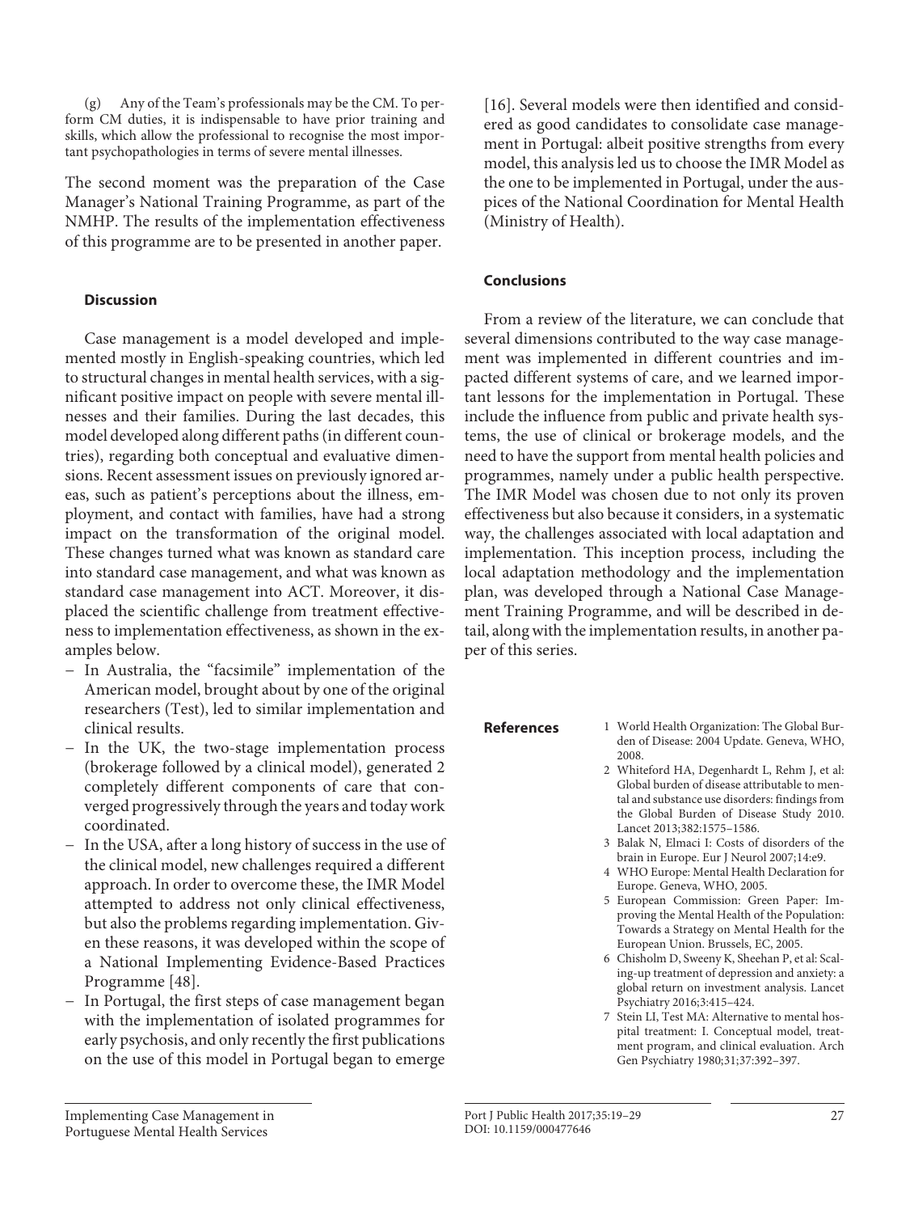(g) Any of the Team's professionals may be the CM. To perform CM duties, it is indispensable to have prior training and skills, which allow the professional to recognise the most important psychopathologies in terms of severe mental illnesses.

The second moment was the preparation of the Case Manager's National Training Programme, as part of the NMHP. The results of the implementation effectiveness of this programme are to be presented in another paper.

## Discussion

Case management is a model developed and implemented mostly in English-speaking countries, which led to structural changes in mental health services, with a significant positive impact on people with severe mental illnesses and their families. During the last decades, this model developed along different paths (in different countries), regarding both conceptual and evaluative dimensions. Recent assessment issues on previously ignored areas, such as patient's perceptions about the illness, employment, and contact with families, have had a strong impact on the transformation of the original model. These changes turned what was known as standard care into standard case management, and what was known as standard case management into ACT. Moreover, it displaced the scientific challenge from treatment effectiveness to implementation effectiveness, as shown in the examples below.

- In Australia, the "facsimile" implementation of the American model, brought about by one of the original researchers (Test), led to similar implementation and clinical results.
- In the UK, the two-stage implementation process (brokerage followed by a clinical model), generated 2 completely different components of care that converged progressively through the years and today work coordinated.
- In the USA, after a long history of success in the use of the clinical model, new challenges required a different approach. In order to overcome these, the IMR Model attempted to address not only clinical effectiveness, but also the problems regarding implementation. Given these reasons, it was developed within the scope of a National Implementing Evidence-Based Practices Programme [48].
- In Portugal, the first steps of case management began with the implementation of isolated programmes for early psychosis, and only recently the first publications on the use of this model in Portugal began to emerge [16]. Several models were then identified and considered as good candidates to consolidate case management in Portugal: albeit positive strengths from every model, this analysis led us to choose the IMR Model as the one to be implemented in Portugal, under the auspices of the National Coordination for Mental Health (Ministry of Health).

## Conclusions

From a review of the literature, we can conclude that several dimensions contributed to the way case management was implemented in different countries and impacted different systems of care, and we learned important lessons for the implementation in Portugal. These include the influence from public and private health systems, the use of clinical or brokerage models, and the need to have the support from mental health policies and programmes, namely under a public health perspective. The IMR Model was chosen due to not only its proven effectiveness but also because it considers, in a systematic way, the challenges associated with local adaptation and implementation. This inception process, including the local adaptation methodology and the implementation plan, was developed through a National Case Management Training Programme, and will be described in detail, along with the implementation results, in another paper of this series.

## References

1. World Health Organization: The Global Burden of Disease: 2004 Update. Geneva, WHO, 2008.
2. Whiteford HA, Degenhardt L, Rehm J, et al: Global burden of disease attributable to mental and substance use disorders: findings from the Global Burden of Disease Study 2010. Lancet 2013;382:1575–1586.
3. Balak N, Elmaci I: Costs of disorders of the brain in Europe. Eur J Neurol 2007;14:e9.
4. WHO Europe: Mental Health Declaration for Europe. Geneva, WHO, 2005.
5. European Commission: Green Paper: Improving the Mental Health of the Population: Towards a Strategy on Mental Health for the European Union. Brussels, EC, 2005.
6. Chisholm D, Sweeny K, Sheehan P, et al: Scaling-up treatment of depression and anxiety: a global return on investment analysis. Lancet Psychiatry 2016;3:415–424.
7. Stein LI, Test MA: Alternative to mental hospital treatment: I. Conceptual model, treatment program, and clinical evaluation. Arch Gen Psychiatry 1980;31;37:392–397.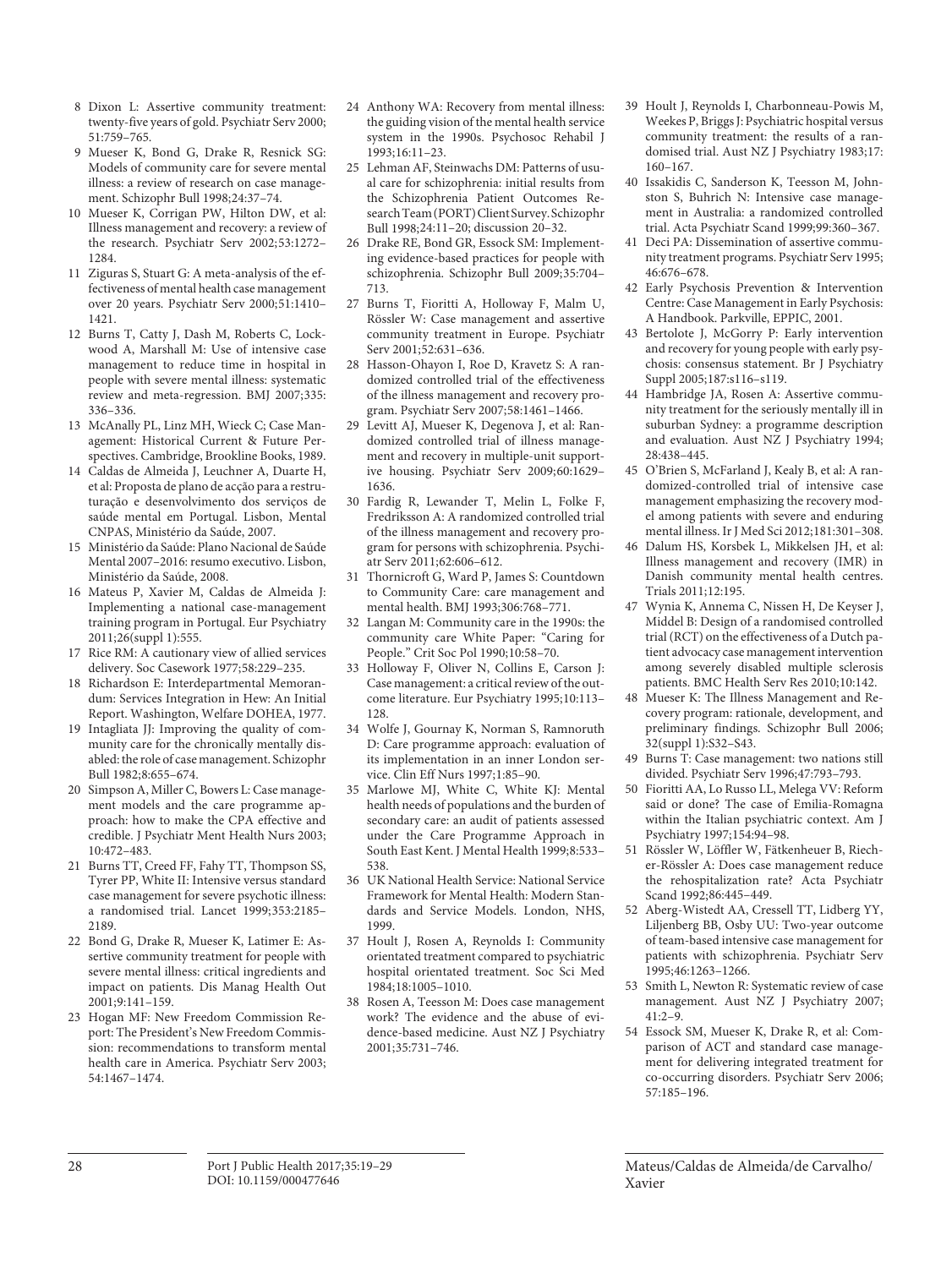8 Dixon L: Assertive community treatment: twenty-five years of gold. Psychiatr Serv 2000; 51:759–765.

9 Mueser K, Bond G, Drake R, Resnick SG: Models of community care for severe mental illness: a review of research on case management. Schizophr Bull 1998;24:37–74.

10 Mueser K, Corrigan PW, Hilton DW, et al: Illness management and recovery: a review of the research. Psychiatr Serv 2002;53:1272–1284.

11 Ziguras S, Stuart G: A meta-analysis of the effectiveness of mental health case management over 20 years. Psychiatr Serv 2000;51:1410–1421.

12 Burns T, Catty J, Dash M, Roberts C, Lockwood A, Marshall M: Use of intensive case management to reduce time in hospital in people with severe mental illness: systematic review and meta-regression. BMJ 2007;335: 336–336.

13 McAnally PL, Linz MH, Wieck C; Case Management: Historical Current & Future Perspectives. Cambridge, Brookline Books, 1989.

14 Caldas de Almeida J, Leuchner A, Duarte H, et al: Proposta de plano de acção para a restruturação e desenvolvimento dos serviços de saúde mental em Portugal. Lisbon, Mental CNPAS, Ministério da Saúde, 2007.

15 Ministério da Saúde: Plano Nacional de Saúde Mental 2007–2016: resumo executivo. Lisbon, Ministério da Saúde, 2008.

16 Mateus P, Xavier M, Caldas de Almeida J: Implementing a national case-management training program in Portugal. Eur Psychiatry 2011;26(suppl 1):555.

17 Rice RM: A cautionary view of allied services delivery. Soc Casework 1977;58:229–235.

18 Richardson E: Interdepartmental Memorandum: Services Integration in Hew: An Initial Report. Washington, Welfare DOHEA, 1977.

19 Intagliata JJ: Improving the quality of community care for the chronically mentally disabled: the role of case management. Schizophr Bull 1982;8:655–674.

20 Simpson A, Miller C, Bowers L: Case management models and the care programme approach: how to make the CPA effective and credible. J Psychiatr Ment Health Nurs 2003; 10:472–483.

21 Burns TT, Creed FF, Fahy TT, Thompson SS, Tyrer PP, White II: Intensive versus standard case management for severe psychotic illness: a randomised trial. Lancet 1999;353:2185–2189.

22 Bond G, Drake R, Mueser K, Latimer E: Assertive community treatment for people with severe mental illness: critical ingredients and impact on patients. Dis Manag Health Out 2001;9:141–159.

23 Hogan MF: New Freedom Commission Report: The President's New Freedom Commission: recommendations to transform mental health care in America. Psychiatr Serv 2003; 54:1467–1474.

24 Anthony WA: Recovery from mental illness: the guiding vision of the mental health service system in the 1990s. Psychosoc Rehabil J 1993;16:11–23.

25 Lehman AF, Steinwachs DM: Patterns of usual care for schizophrenia: initial results from the Schizophrenia Patient Outcomes Research Team (PORT) Client Survey. Schizophr Bull 1998;24:11–20; discussion 20–32.

26 Drake RE, Bond GR, Essock SM: Implementing evidence-based practices for people with schizophrenia. Schizophr Bull 2009;35:704–713.

27 Burns T, Fioritti A, Holloway F, Malm U, Rössler W: Case management and assertive community treatment in Europe. Psychiatr Serv 2001;52:631–636.

28 Hasson-Ohayon I, Roe D, Kravetz S: A randomized controlled trial of the effectiveness of the illness management and recovery program. Psychiatr Serv 2007;58:1461–1466.

29 Levitt AJ, Mueser K, Degenova J, et al: Randomized controlled trial of illness management and recovery in multiple-unit supportive housing. Psychiatr Serv 2009;60:1629–1636.

30 Fardig R, Lewander T, Melin L, Folke F, Fredriksson A: A randomized controlled trial of the illness management and recovery program for persons with schizophrenia. Psychiatr Serv 2011;62:606–612.

31 Thornicroft G, Ward P, James S: Countdown to Community Care: care management and mental health. BMJ 1993;306:768–771.

32 Langan M: Community care in the 1990s: the community care White Paper: "Caring for People." Crit Soc Pol 1990;10:58–70.

33 Holloway F, Oliver N, Collins E, Carson J: Case management: a critical review of the outcome literature. Eur Psychiatry 1995;10:113–128.

34 Wolfe J, Gournay K, Norman S, Ramnoruth D: Care programme approach: evaluation of its implementation in an inner London service. Clin Eff Nurs 1997;1:85–90.

35 Marlowe MJ, White C, White KJ: Mental health needs of populations and the burden of secondary care: an audit of patients assessed under the Care Programme Approach in South East Kent. J Mental Health 1999;8:533–538.

36 UK National Health Service: National Service Framework for Mental Health: Modern Standards and Service Models. London, NHS, 1999.

37 Hoult J, Rosen A, Reynolds I: Community orientated treatment compared to psychiatric hospital orientated treatment. Soc Sci Med 1984;18:1005–1010.

38 Rosen A, Teesson M: Does case management work? The evidence and the abuse of evidence-based medicine. Aust NZ J Psychiatry 2001;35:731–746.

39 Hoult J, Reynolds I, Charbonneau-Powis M, Weekes P, Briggs J: Psychiatric hospital versus community treatment: the results of a randomised trial. Aust NZ J Psychiatry 1983;17: 160–167.

40 Issakidis C, Sanderson K, Teesson M, Johnston S, Buhrich N: Intensive case management in Australia: a randomized controlled trial. Acta Psychiatr Scand 1999;99:360–367.

41 Deci PA: Dissemination of assertive community treatment programs. Psychiatr Serv 1995; 46:676–678.

42 Early Psychosis Prevention & Intervention Centre: Case Management in Early Psychosis: A Handbook. Parkville, EPPIC, 2001.

43 Bertolote J, McGorry P: Early intervention and recovery for young people with early psychosis: consensus statement. Br J Psychiatry Suppl 2005;187:s116–s119.

44 Hambridge JA, Rosen A: Assertive community treatment for the seriously mentally ill in suburban Sydney: a programme description and evaluation. Aust NZ J Psychiatry 1994; 28:438–445.

45 O'Brien S, McFarland J, Kealy B, et al: A randomized-controlled trial of intensive case management emphasizing the recovery model among patients with severe and enduring mental illness. Ir J Med Sci 2012;181:301–308.

46 Dalum HS, Korsbek L, Mikkelsen JH, et al: Illness management and recovery (IMR) in Danish community mental health centres. Trials 2011;12:195.

47 Wynia K, Annema C, Nissen H, De Keyser J, Middel B: Design of a randomised controlled trial (RCT) on the effectiveness of a Dutch patient advocacy case management intervention among severely disabled multiple sclerosis patients. BMC Health Serv Res 2010;10:142.

48 Mueser K: The Illness Management and Recovery program: rationale, development, and preliminary findings. Schizophr Bull 2006; 32(suppl 1):S32–S43.

49 Burns T: Case management: two nations still divided. Psychiatr Serv 1996;47:793–793.

50 Fioritti AA, Lo Russo LL, Melega VV: Reform said or done? The case of Emilia-Romagna within the Italian psychiatric context. Am J Psychiatry 1997;154:94–98.

51 Rössler W, Löffler W, Fätkenheuer B, Riecher-Rössler A: Does case management reduce the rehospitalization rate? Acta Psychiatr Scand 1992;86:445–449.

52 Aberg-Wistedt AA, Cressell TT, Lidberg YY, Liljenberg BB, Osby UU: Two-year outcome of team-based intensive case management for patients with schizophrenia. Psychiatr Serv 1995;46:1263–1266.

53 Smith L, Newton R: Systematic review of case management. Aust NZ J Psychiatry 2007; 41:2–9.

54 Essock SM, Mueser K, Drake R, et al: Comparison of ACT and standard case management for delivering integrated treatment for co-occurring disorders. Psychiatr Serv 2006; 57:185–196.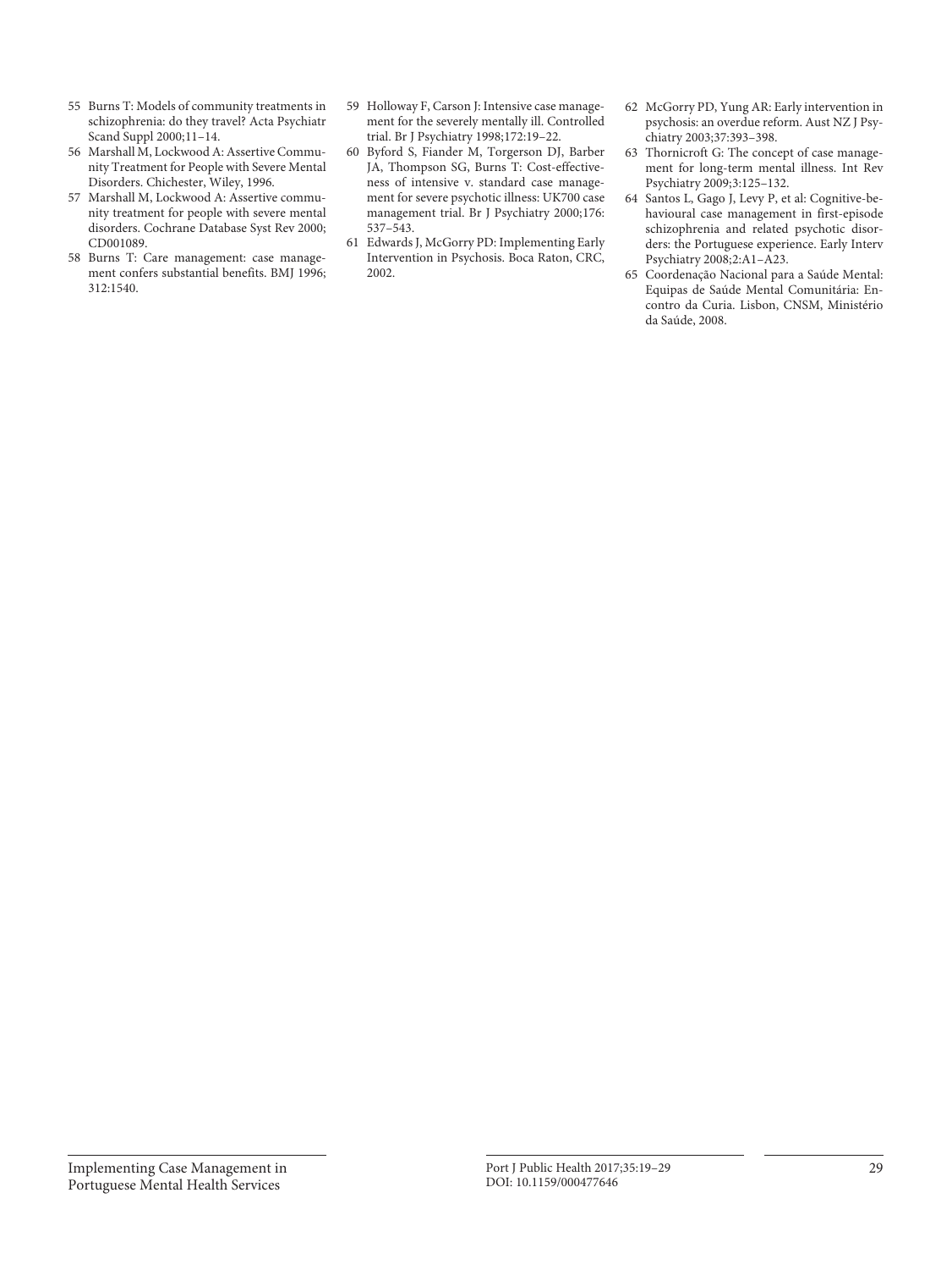55 Burns T: Models of community treatments in schizophrenia: do they travel? Acta Psychiatr Scand Suppl 2000;11–14.

56 Marshall M, Lockwood A: Assertive Community Treatment for People with Severe Mental Disorders. Chichester, Wiley, 1996.

57 Marshall M, Lockwood A: Assertive community treatment for people with severe mental disorders. Cochrane Database Syst Rev 2000; CD001089.

58 Burns T: Care management: case management confers substantial benefits. BMJ 1996; 312:1540.

59 Holloway F, Carson J: Intensive case management for the severely mentally ill. Controlled trial. Br J Psychiatry 1998;172:19–22.

60 Byford S, Fiander M, Torgerson DJ, Barber JA, Thompson SG, Burns T: Cost-effectiveness of intensive v. standard case management for severe psychotic illness: UK700 case management trial. Br J Psychiatry 2000;176: 537–543.

61 Edwards J, McGorry PD: Implementing Early Intervention in Psychosis. Boca Raton, CRC, 2002.

62 McGorry PD, Yung AR: Early intervention in psychosis: an overdue reform. Aust NZ J Psychiatry 2003;37:393–398.

63 Thornicroft G: The concept of case management for long-term mental illness. Int Rev Psychiatry 2009;3:125–132.

64 Santos L, Gago J, Levy P, et al: Cognitive-behavioural case management in first-episode schizophrenia and related psychotic disorders: the Portuguese experience. Early Interv Psychiatry 2008;2:A1–A23.

65 Coordenação Nacional para a Saúde Mental: Equipas de Saúde Mental Comunitária: Encontro da Curia. Lisbon, CNSM, Ministério da Saúde, 2008.